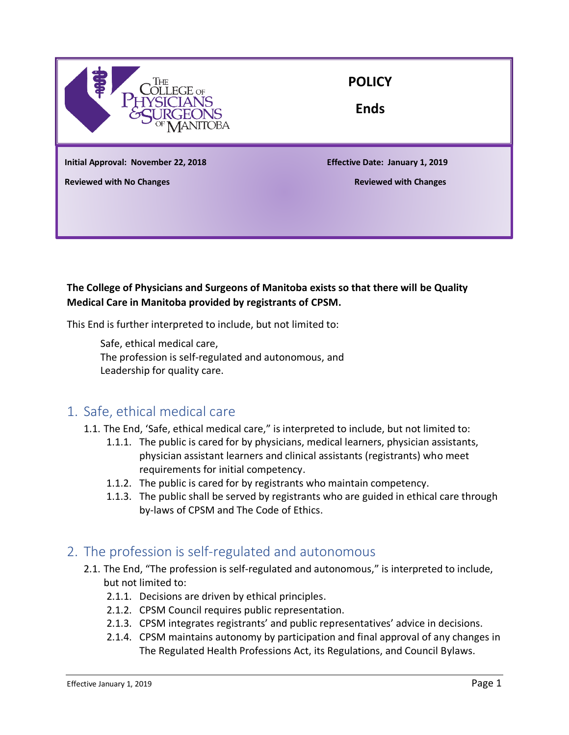# POLICY

## Ends

**Initial Approval: November 22, 2018** | **Effective Date: January 1, 2019**

**Reviewed with No Changes** | **Reviewed with Changes**

**The College of Physicians and Surgeons of Manitoba exists so that there will be Quality Medical Care in Manitoba provided by registrants of CPSM.**

This End is further interpreted to include, but not limited to:

Safe, ethical medical care,
The profession is self-regulated and autonomous, and
Leadership for quality care.

## 1. Safe, ethical medical care

1.1. The End, 'Safe, ethical medical care," is interpreted to include, but not limited to:

- 1.1.1. The public is cared for by physicians, medical learners, physician assistants, physician assistant learners and clinical assistants (registrants) who meet requirements for initial competency.
- 1.1.2. The public is cared for by registrants who maintain competency.
- 1.1.3. The public shall be served by registrants who are guided in ethical care through by-laws of CPSM and The Code of Ethics.

## 2. The profession is self-regulated and autonomous

2.1. The End, "The profession is self-regulated and autonomous," is interpreted to include, but not limited to:

- 2.1.1. Decisions are driven by ethical principles.
- 2.1.2. CPSM Council requires public representation.
- 2.1.3. CPSM integrates registrants' and public representatives' advice in decisions.
- 2.1.4. CPSM maintains autonomy by participation and final approval of any changes in The Regulated Health Professions Act, its Regulations, and Council Bylaws.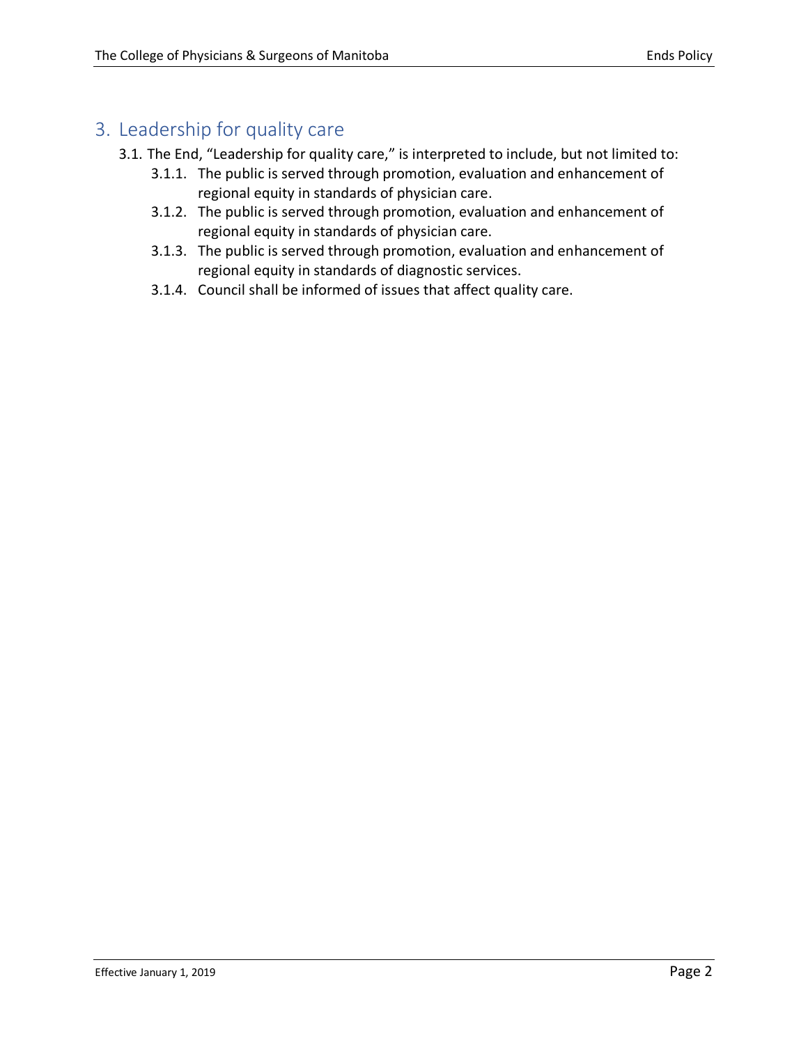## 3. Leadership for quality care

3.1. The End, "Leadership for quality care," is interpreted to include, but not limited to:

  3.1.1. The public is served through promotion, evaluation and enhancement of regional equity in standards of physician care.

  3.1.2. The public is served through promotion, evaluation and enhancement of regional equity in standards of physician care.

  3.1.3. The public is served through promotion, evaluation and enhancement of regional equity in standards of diagnostic services.

  3.1.4. Council shall be informed of issues that affect quality care.